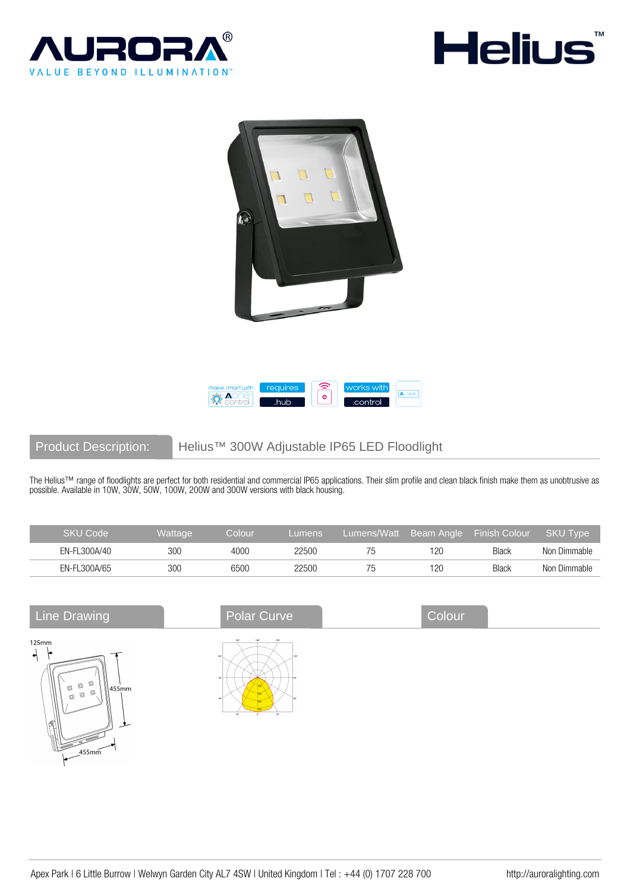AURORA®

VALUE BEYOND ILLUMINATION™

Helius™

make smart with Aone control | requires .hub | works with .control

## Product Description: Helius™ 300W Adjustable IP65 LED Floodlight

The Helius™ range of floodlights are perfect for both residential and commercial IP65 applications. Their slim profile and clean black finish make them as unobtrusive as possible. Available in 10W, 30W, 50W, 100W, 200W and 300W versions with black housing.

| SKU Code | Wattage | Colour | Lumens | Lumens/Watt | Beam Angle | Finish Colour | SKU Type |
|---|---|---|---|---|---|---|---|
| EN-FL300A/40 | 300 | 4000 | 22500 | 75 | 120 | Black | Non Dimmable |
| EN-FL300A/65 | 300 | 6500 | 22500 | 75 | 120 | Black | Non Dimmable |

## Line Drawing

125mm

455mm

455mm

## Polar Curve

## Colour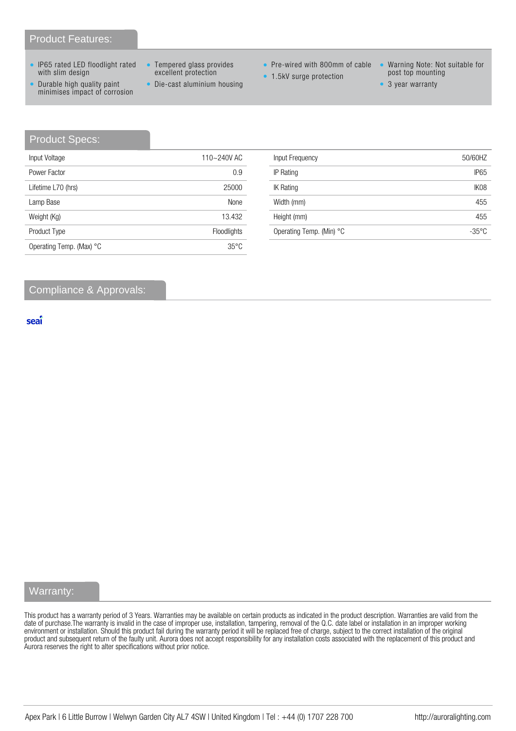## Product Features:

- IP65 rated LED floodlight rated with slim design
- Durable high quality paint minimises impact of corrosion
- Tempered glass provides excellent protection
- Die-cast aluminium housing
- Pre-wired with 800mm of cable
- 1.5kV surge protection
- Warning Note: Not suitable for post top mounting
- 3 year warranty

## Product Specs:

| | |
|---|---|
| Input Voltage | 110~240V AC |
| Power Factor | 0.9 |
| Lifetime L70 (hrs) | 25000 |
| Lamp Base | None |
| Weight (Kg) | 13.432 |
| Product Type | Floodlights |
| Operating Temp. (Max) °C | 35°C |
| Input Frequency | 50/60HZ |
| IP Rating | IP65 |
| IK Rating | IK08 |
| Width (mm) | 455 |
| Height (mm) | 455 |
| Operating Temp. (Min) °C | -35°C |

## Compliance & Approvals:

seai

## Warranty:

This product has a warranty period of 3 Years. Warranties may be available on certain products as indicated in the product description. Warranties are valid from the date of purchase.The warranty is invalid in the case of improper use, installation, tampering, removal of the Q.C. date label or installation in an improper working environment or installation. Should this product fail during the warranty period it will be replaced free of charge, subject to the correct installation of the original product and subsequent return of the faulty unit. Aurora does not accept responsibility for any installation costs associated with the replacement of this product and Aurora reserves the right to alter specifications without prior notice.

Apex Park | 6 Little Burrow | Welwyn Garden City AL7 4SW | United Kingdom | Tel : +44 (0) 1707 228 700 http://auroralighting.com